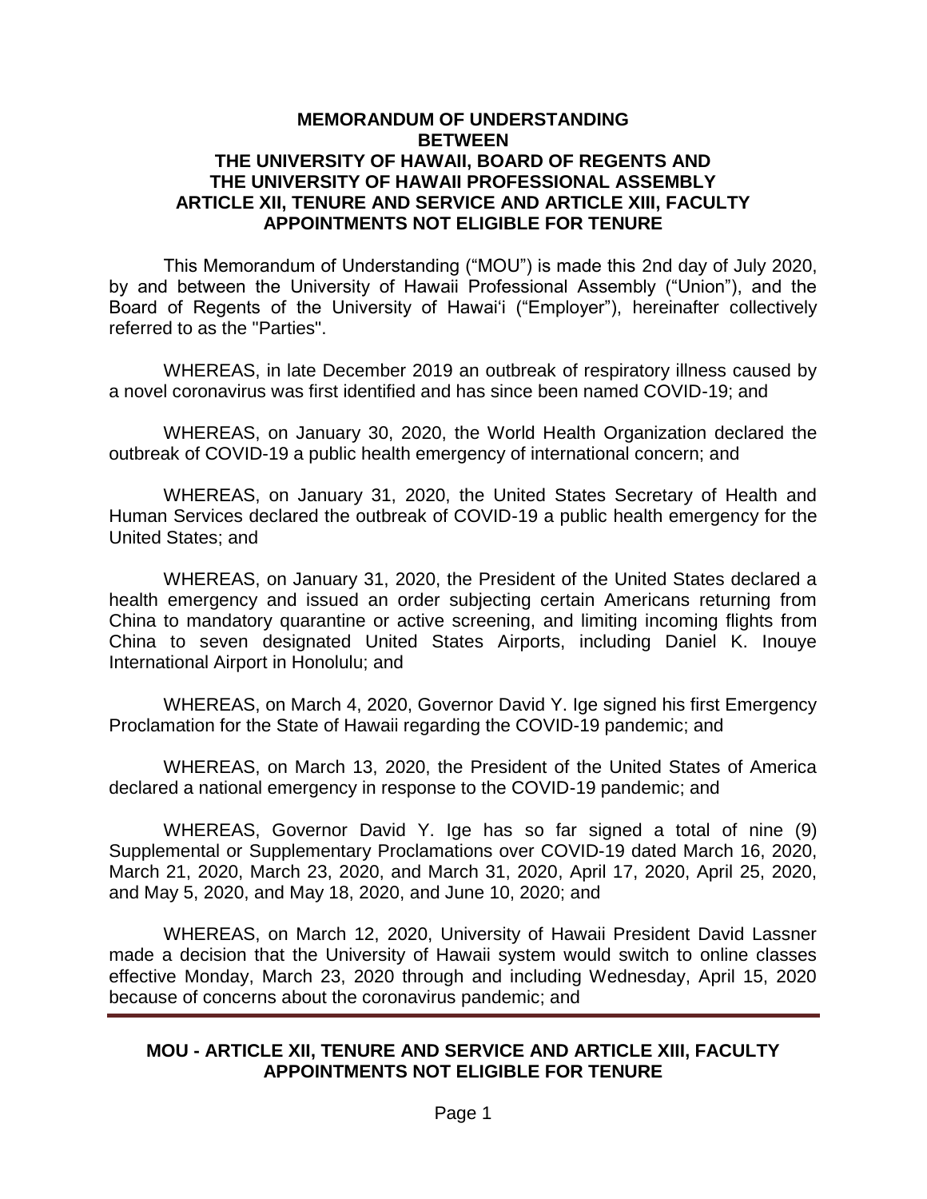**MEMORANDUM OF UNDERSTANDING**
**BETWEEN**
**THE UNIVERSITY OF HAWAII, BOARD OF REGENTS AND**
**THE UNIVERSITY OF HAWAII PROFESSIONAL ASSEMBLY**
**ARTICLE XII, TENURE AND SERVICE AND ARTICLE XIII, FACULTY APPOINTMENTS NOT ELIGIBLE FOR TENURE**

This Memorandum of Understanding ("MOU") is made this 2nd day of July 2020, by and between the University of Hawaii Professional Assembly ("Union"), and the Board of Regents of the University of Hawaiʻi ("Employer"), hereinafter collectively referred to as the "Parties".

WHEREAS, in late December 2019 an outbreak of respiratory illness caused by a novel coronavirus was first identified and has since been named COVID-19; and

WHEREAS, on January 30, 2020, the World Health Organization declared the outbreak of COVID-19 a public health emergency of international concern; and

WHEREAS, on January 31, 2020, the United States Secretary of Health and Human Services declared the outbreak of COVID-19 a public health emergency for the United States; and

WHEREAS, on January 31, 2020, the President of the United States declared a health emergency and issued an order subjecting certain Americans returning from China to mandatory quarantine or active screening, and limiting incoming flights from China to seven designated United States Airports, including Daniel K. Inouye International Airport in Honolulu; and

WHEREAS, on March 4, 2020, Governor David Y. Ige signed his first Emergency Proclamation for the State of Hawaii regarding the COVID-19 pandemic; and

WHEREAS, on March 13, 2020, the President of the United States of America declared a national emergency in response to the COVID-19 pandemic; and

WHEREAS, Governor David Y. Ige has so far signed a total of nine (9) Supplemental or Supplementary Proclamations over COVID-19 dated March 16, 2020, March 21, 2020, March 23, 2020, and March 31, 2020, April 17, 2020, April 25, 2020, and May 5, 2020, and May 18, 2020, and June 10, 2020; and

WHEREAS, on March 12, 2020, University of Hawaii President David Lassner made a decision that the University of Hawaii system would switch to online classes effective Monday, March 23, 2020 through and including Wednesday, April 15, 2020 because of concerns about the coronavirus pandemic; and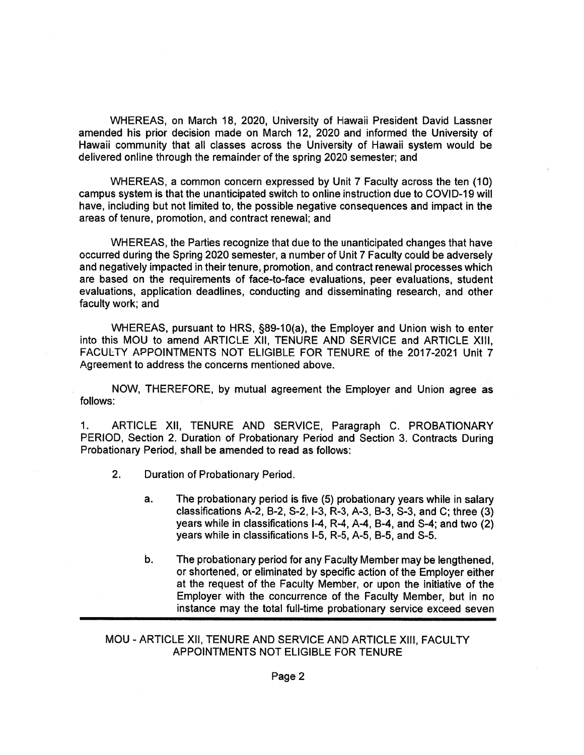WHEREAS, on March 18, 2020, University of Hawaii President David Lassner amended his prior decision made on March 12, 2020 and informed the University of Hawaii community that all classes across the University of Hawaii system would be delivered online through the remainder of the spring 2020 semester; and

WHEREAS, a common concern expressed by Unit 7 Faculty across the ten (10) campus system is that the unanticipated switch to online instruction due to COVID-19 will have, including but not limited to, the possible negative consequences and impact in the areas of tenure, promotion, and contract renewal; and

WHEREAS, the Parties recognize that due to the unanticipated changes that have occurred during the Spring 2020 semester, a number of Unit 7 Faculty could be adversely and negatively impacted in their tenure, promotion, and contract renewal processes which are based on the requirements of face-to-face evaluations, peer evaluations, student evaluations, application deadlines, conducting and disseminating research, and other faculty work; and

WHEREAS, pursuant to HRS, §89-10(a), the Employer and Union wish to enter into this MOU to amend ARTICLE XII, TENURE AND SERVICE and ARTICLE XIII, FACULTY APPOINTMENTS NOT ELIGIBLE FOR TENURE of the 2017-2021 Unit 7 Agreement to address the concerns mentioned above.

NOW, THEREFORE, by mutual agreement the Employer and Union agree as follows:

1. ARTICLE XII, TENURE AND SERVICE, Paragraph C. PROBATIONARY PERIOD, Section 2. Duration of Probationary Period and Section 3. Contracts During Probationary Period, shall be amended to read as follows:

2. Duration of Probationary Period.

   a. The probationary period is five (5) probationary years while in salary classifications A-2, B-2, S-2, I-3, R-3, A-3, B-3, S-3, and C; three (3) years while in classifications I-4, R-4, A-4, B-4, and S-4; and two (2) years while in classifications I-5, R-5, A-5, B-5, and S-5.

   b. The probationary period for any Faculty Member may be lengthened, or shortened, or eliminated by specific action of the Employer either at the request of the Faculty Member, or upon the initiative of the Employer with the concurrence of the Faculty Member, but in no instance may the total full-time probationary service exceed seven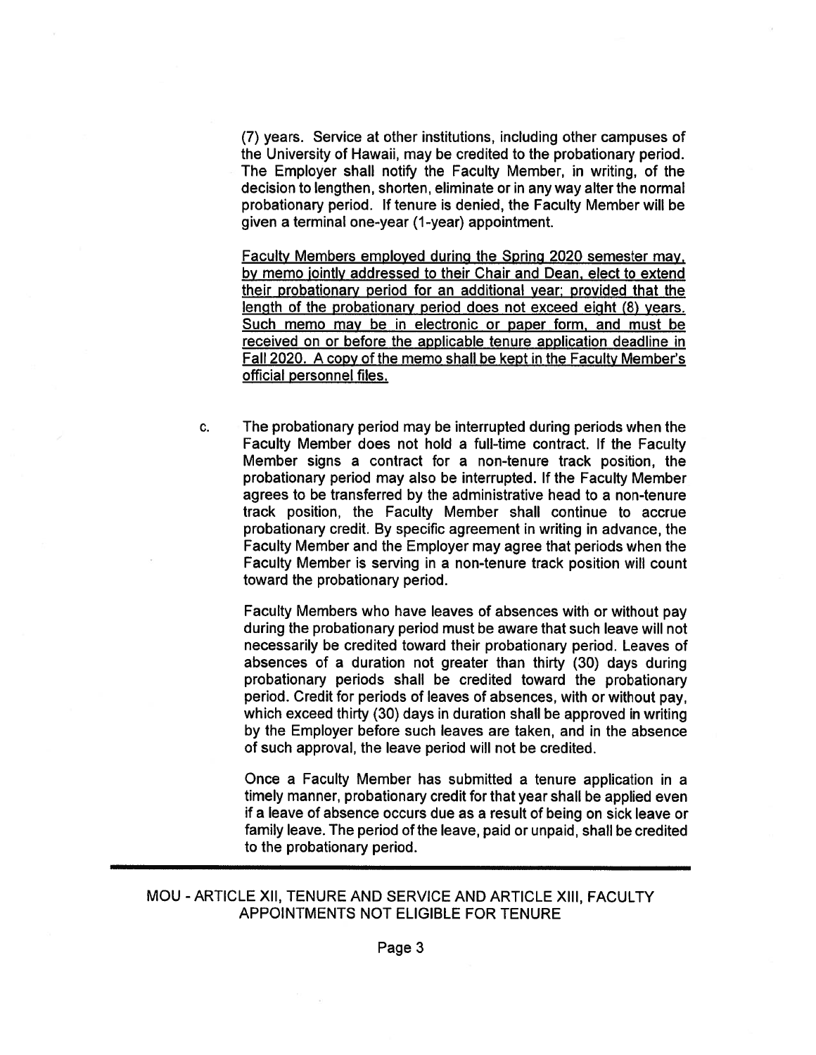(7) years. Service at other institutions, including other campuses of the University of Hawaii, may be credited to the probationary period. The Employer shall notify the Faculty Member, in writing, of the decision to lengthen, shorten, eliminate or in any way alter the normal probationary period. If tenure is denied, the Faculty Member will be given a terminal one-year (1-year) appointment.

<u>Faculty Members employed during the Spring 2020 semester may, by memo jointly addressed to their Chair and Dean, elect to extend their probationary period for an additional year; provided that the length of the probationary period does not exceed eight (8) years. Such memo may be in electronic or paper form, and must be received on or before the applicable tenure application deadline in Fall 2020. A copy of the memo shall be kept in the Faculty Member's official personnel files.</u>

c. The probationary period may be interrupted during periods when the Faculty Member does not hold a full-time contract. If the Faculty Member signs a contract for a non-tenure track position, the probationary period may also be interrupted. If the Faculty Member agrees to be transferred by the administrative head to a non-tenure track position, the Faculty Member shall continue to accrue probationary credit. By specific agreement in writing in advance, the Faculty Member and the Employer may agree that periods when the Faculty Member is serving in a non-tenure track position will count toward the probationary period.

Faculty Members who have leaves of absences with or without pay during the probationary period must be aware that such leave will not necessarily be credited toward their probationary period. Leaves of absences of a duration not greater than thirty (30) days during probationary periods shall be credited toward the probationary period. Credit for periods of leaves of absences, with or without pay, which exceed thirty (30) days in duration shall be approved in writing by the Employer before such leaves are taken, and in the absence of such approval, the leave period will not be credited.

Once a Faculty Member has submitted a tenure application in a timely manner, probationary credit for that year shall be applied even if a leave of absence occurs due as a result of being on sick leave or family leave. The period of the leave, paid or unpaid, shall be credited to the probationary period.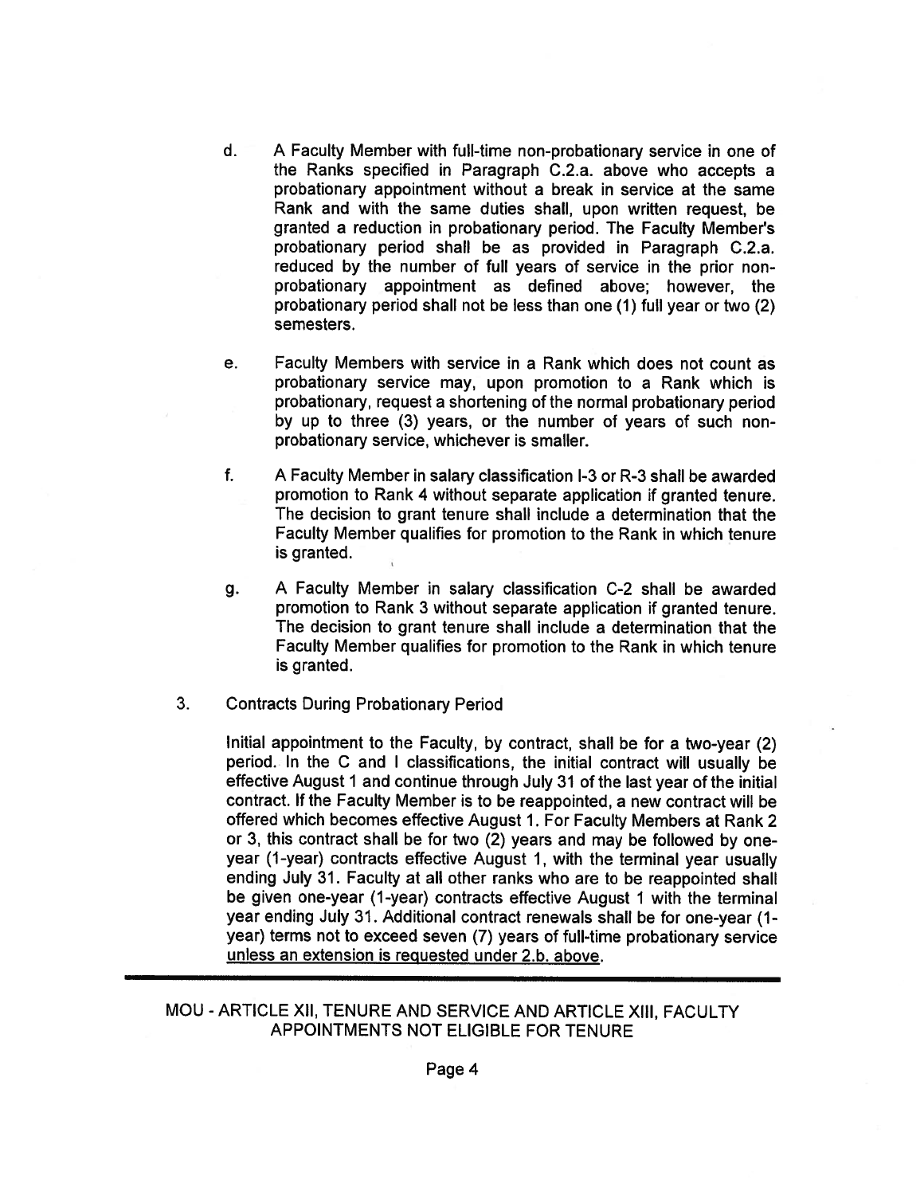d. A Faculty Member with full-time non-probationary service in one of the Ranks specified in Paragraph C.2.a. above who accepts a probationary appointment without a break in service at the same Rank and with the same duties shall, upon written request, be granted a reduction in probationary period. The Faculty Member's probationary period shall be as provided in Paragraph C.2.a. reduced by the number of full years of service in the prior non-probationary appointment as defined above; however, the probationary period shall not be less than one (1) full year or two (2) semesters.

e. Faculty Members with service in a Rank which does not count as probationary service may, upon promotion to a Rank which is probationary, request a shortening of the normal probationary period by up to three (3) years, or the number of years of such non-probationary service, whichever is smaller.

f. A Faculty Member in salary classification I-3 or R-3 shall be awarded promotion to Rank 4 without separate application if granted tenure. The decision to grant tenure shall include a determination that the Faculty Member qualifies for promotion to the Rank in which tenure is granted.

g. A Faculty Member in salary classification C-2 shall be awarded promotion to Rank 3 without separate application if granted tenure. The decision to grant tenure shall include a determination that the Faculty Member qualifies for promotion to the Rank in which tenure is granted.

3. Contracts During Probationary Period

Initial appointment to the Faculty, by contract, shall be for a two-year (2) period. In the C and I classifications, the initial contract will usually be effective August 1 and continue through July 31 of the last year of the initial contract. If the Faculty Member is to be reappointed, a new contract will be offered which becomes effective August 1. For Faculty Members at Rank 2 or 3, this contract shall be for two (2) years and may be followed by one-year (1-year) contracts effective August 1, with the terminal year usually ending July 31. Faculty at all other ranks who are to be reappointed shall be given one-year (1-year) contracts effective August 1 with the terminal year ending July 31. Additional contract renewals shall be for one-year (1-year) terms not to exceed seven (7) years of full-time probationary service <u>unless an extension is requested under 2.b. above</u>.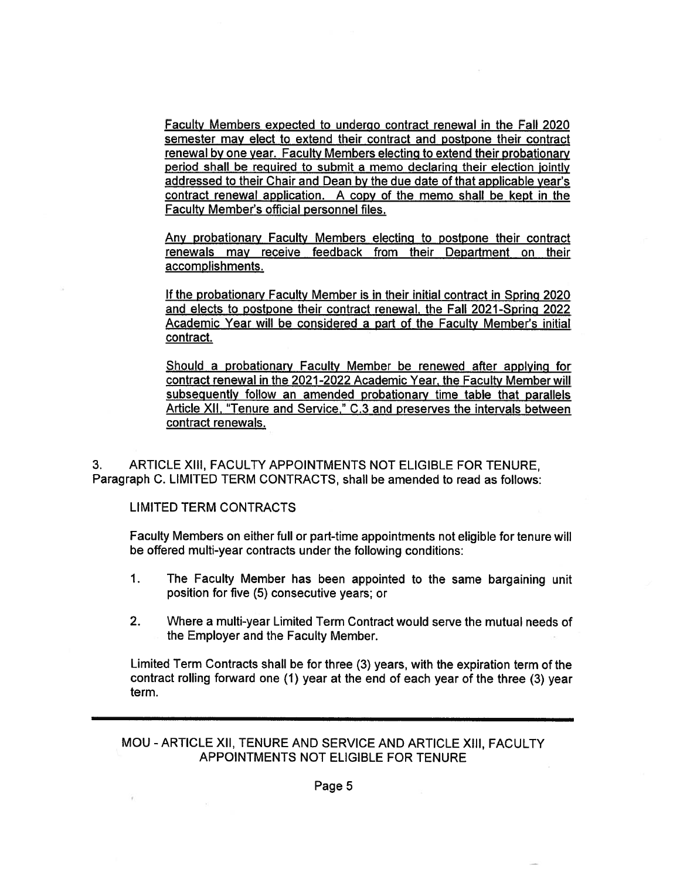Faculty Members expected to undergo contract renewal in the Fall 2020 semester may elect to extend their contract and postpone their contract renewal by one year. Faculty Members electing to extend their probationary period shall be required to submit a memo declaring their election jointly addressed to their Chair and Dean by the due date of that applicable year's contract renewal application. A copy of the memo shall be kept in the Faculty Member's official personnel files.

Any probationary Faculty Members electing to postpone their contract renewals may receive feedback from their Department on their accomplishments.

If the probationary Faculty Member is in their initial contract in Spring 2020 and elects to postpone their contract renewal, the Fall 2021-Spring 2022 Academic Year will be considered a part of the Faculty Member's initial contract.

Should a probationary Faculty Member be renewed after applying for contract renewal in the 2021-2022 Academic Year, the Faculty Member will subsequently follow an amended probationary time table that parallels Article XII, "Tenure and Service," C.3 and preserves the intervals between contract renewals.

3. ARTICLE XIII, FACULTY APPOINTMENTS NOT ELIGIBLE FOR TENURE, Paragraph C. LIMITED TERM CONTRACTS, shall be amended to read as follows:

LIMITED TERM CONTRACTS

Faculty Members on either full or part-time appointments not eligible for tenure will be offered multi-year contracts under the following conditions:

1. The Faculty Member has been appointed to the same bargaining unit position for five (5) consecutive years; or
2. Where a multi-year Limited Term Contract would serve the mutual needs of the Employer and the Faculty Member.

Limited Term Contracts shall be for three (3) years, with the expiration term of the contract rolling forward one (1) year at the end of each year of the three (3) year term.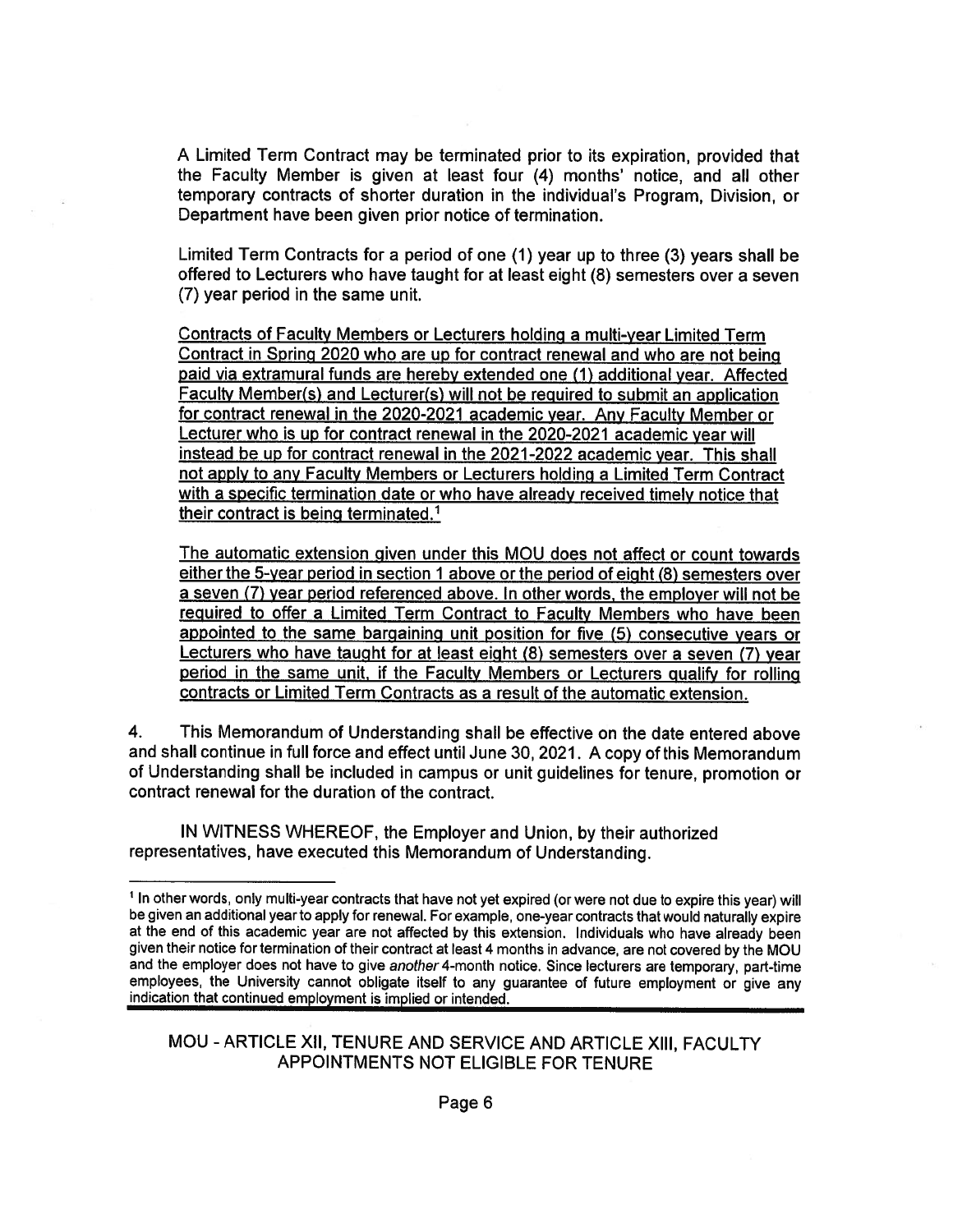A Limited Term Contract may be terminated prior to its expiration, provided that the Faculty Member is given at least four (4) months' notice, and all other temporary contracts of shorter duration in the individual's Program, Division, or Department have been given prior notice of termination.

Limited Term Contracts for a period of one (1) year up to three (3) years shall be offered to Lecturers who have taught for at least eight (8) semesters over a seven (7) year period in the same unit.

<u>Contracts of Faculty Members or Lecturers holding a multi-year Limited Term Contract in Spring 2020 who are up for contract renewal and who are not being paid via extramural funds are hereby extended one (1) additional year. Affected Faculty Member(s) and Lecturer(s) will not be required to submit an application for contract renewal in the 2020-2021 academic year. Any Faculty Member or Lecturer who is up for contract renewal in the 2020-2021 academic year will instead be up for contract renewal in the 2021-2022 academic year. This shall not apply to any Faculty Members or Lecturers holding a Limited Term Contract with a specific termination date or who have already received timely notice that their contract is being terminated.</u>[1]

<u>The automatic extension given under this MOU does not affect or count towards either the 5-year period in section 1 above or the period of eight (8) semesters over a seven (7) year period referenced above. In other words, the employer will not be required to offer a Limited Term Contract to Faculty Members who have been appointed to the same bargaining unit position for five (5) consecutive years or Lecturers who have taught for at least eight (8) semesters over a seven (7) year period in the same unit, if the Faculty Members or Lecturers qualify for rolling contracts or Limited Term Contracts as a result of the automatic extension.</u>

4. This Memorandum of Understanding shall be effective on the date entered above and shall continue in full force and effect until June 30, 2021. A copy of this Memorandum of Understanding shall be included in campus or unit guidelines for tenure, promotion or contract renewal for the duration of the contract.

IN WITNESS WHEREOF, the Employer and Union, by their authorized representatives, have executed this Memorandum of Understanding.

---

[1] In other words, only multi-year contracts that have not yet expired (or were not due to expire this year) will be given an additional year to apply for renewal. For example, one-year contracts that would naturally expire at the end of this academic year are not affected by this extension. Individuals who have already been given their notice for termination of their contract at least 4 months in advance, are not covered by the MOU and the employer does not have to give *another* 4-month notice. Since lecturers are temporary, part-time employees, the University cannot obligate itself to any guarantee of future employment or give any indication that continued employment is implied or intended.

MOU - ARTICLE XII, TENURE AND SERVICE AND ARTICLE XIII, FACULTY APPOINTMENTS NOT ELIGIBLE FOR TENURE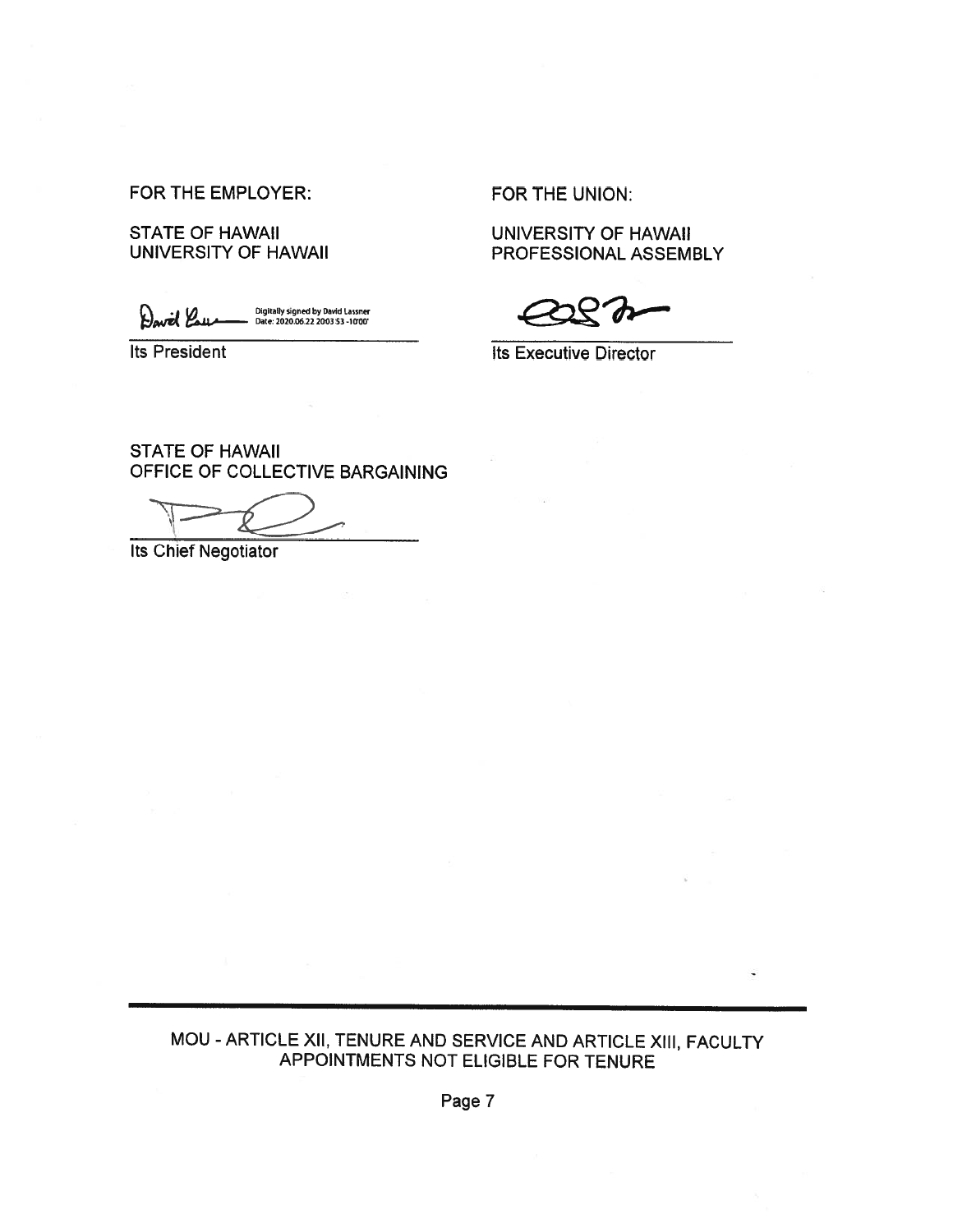FOR THE EMPLOYER:

STATE OF HAWAII
UNIVERSITY OF HAWAII

Digitally signed by David Lassner
Date: 2020.06.22 20:03:53 -10'00'

Its President

FOR THE UNION:

UNIVERSITY OF HAWAII
PROFESSIONAL ASSEMBLY

Its Executive Director

STATE OF HAWAII
OFFICE OF COLLECTIVE BARGAINING

Its Chief Negotiator

MOU - ARTICLE XII, TENURE AND SERVICE AND ARTICLE XIII, FACULTY APPOINTMENTS NOT ELIGIBLE FOR TENURE